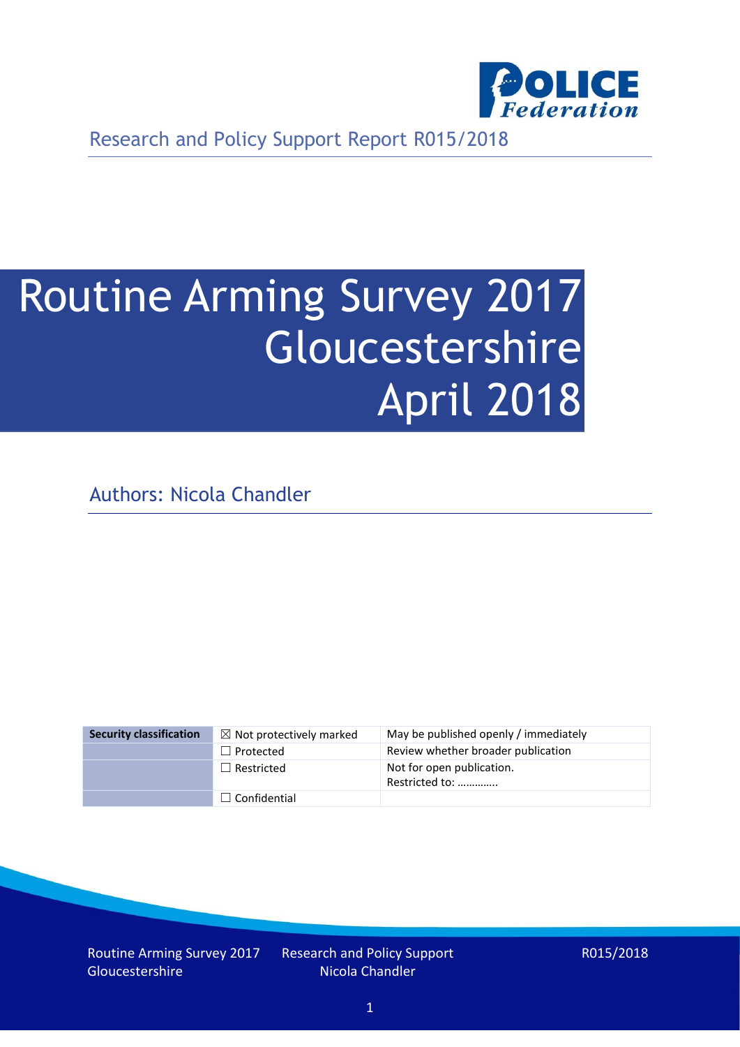Research and Policy Support Report R015/2018

# Routine Arming Survey 2017 Gloucestershire April 2018

Authors: Nicola Chandler

| Security classification | ☒ Not protectively marked | May be published openly / immediately |
|---|---|---|
| | ☐ Protected | Review whether broader publication |
| | ☐ Restricted | Not for open publication. Restricted to: ………….. |
| | ☐ Confidential | |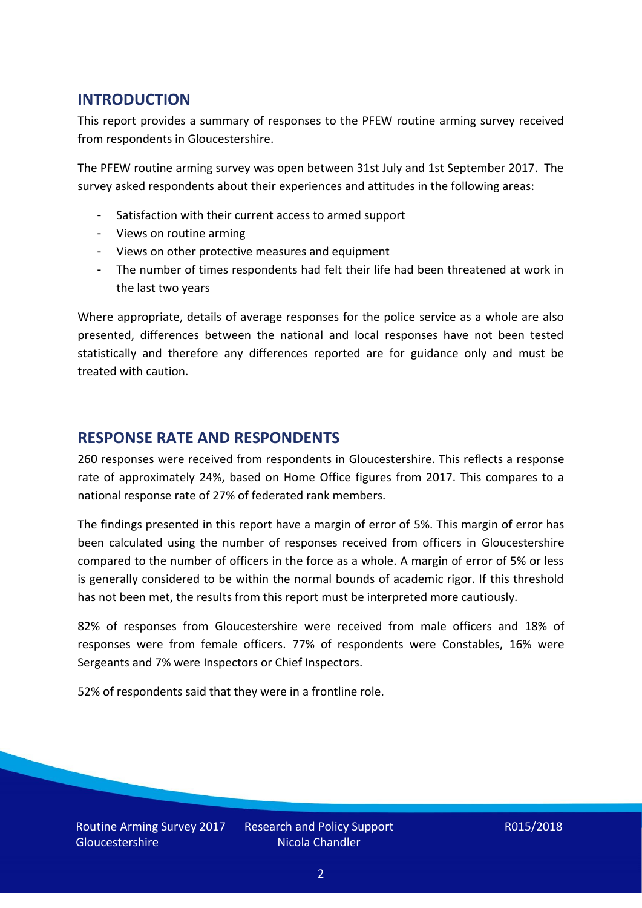## INTRODUCTION

This report provides a summary of responses to the PFEW routine arming survey received from respondents in Gloucestershire.

The PFEW routine arming survey was open between 31st July and 1st September 2017. The survey asked respondents about their experiences and attitudes in the following areas:

- Satisfaction with their current access to armed support
- Views on routine arming
- Views on other protective measures and equipment
- The number of times respondents had felt their life had been threatened at work in the last two years

Where appropriate, details of average responses for the police service as a whole are also presented, differences between the national and local responses have not been tested statistically and therefore any differences reported are for guidance only and must be treated with caution.

## RESPONSE RATE AND RESPONDENTS

260 responses were received from respondents in Gloucestershire. This reflects a response rate of approximately 24%, based on Home Office figures from 2017. This compares to a national response rate of 27% of federated rank members.

The findings presented in this report have a margin of error of 5%. This margin of error has been calculated using the number of responses received from officers in Gloucestershire compared to the number of officers in the force as a whole. A margin of error of 5% or less is generally considered to be within the normal bounds of academic rigor. If this threshold has not been met, the results from this report must be interpreted more cautiously.

82% of responses from Gloucestershire were received from male officers and 18% of responses were from female officers. 77% of respondents were Constables, 16% were Sergeants and 7% were Inspectors or Chief Inspectors.

52% of respondents said that they were in a frontline role.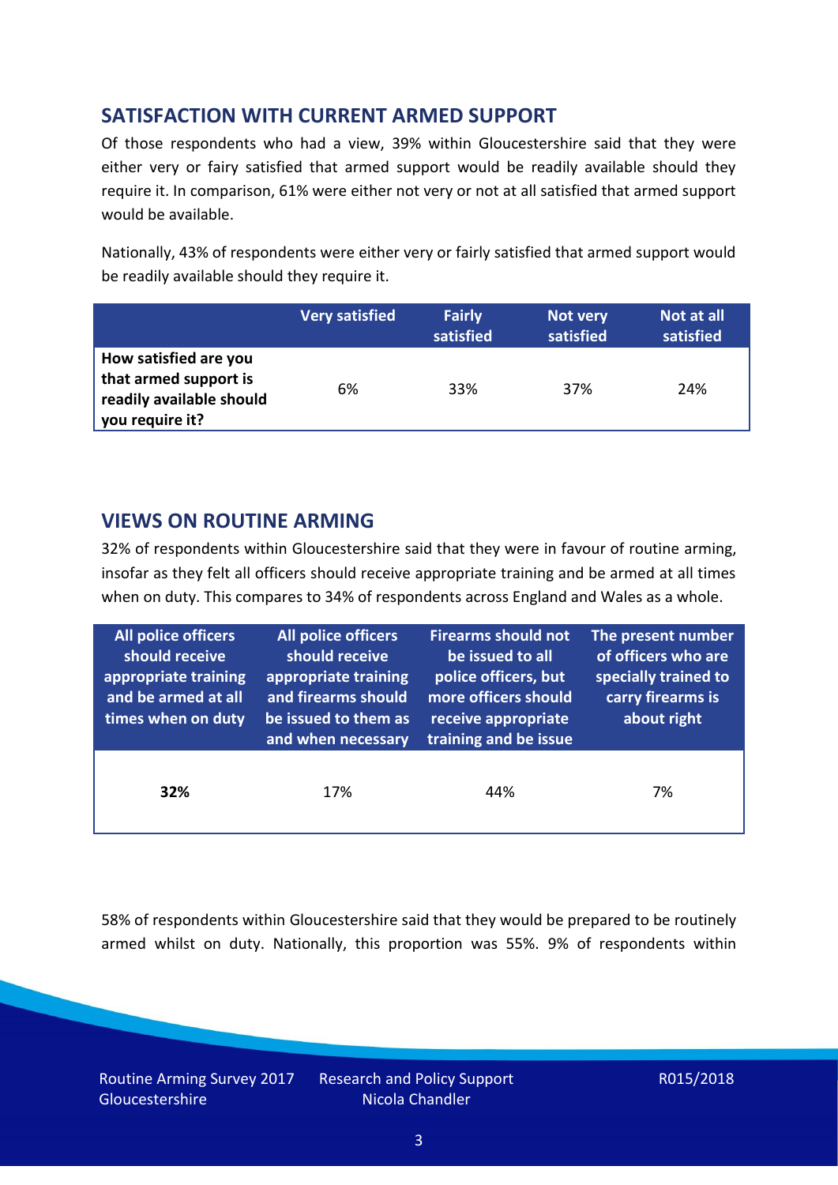## SATISFACTION WITH CURRENT ARMED SUPPORT

Of those respondents who had a view, 39% within Gloucestershire said that they were either very or fairy satisfied that armed support would be readily available should they require it. In comparison, 61% were either not very or not at all satisfied that armed support would be available.

Nationally, 43% of respondents were either very or fairly satisfied that armed support would be readily available should they require it.

| | Very satisfied | Fairly satisfied | Not very satisfied | Not at all satisfied |
|---|---|---|---|---|
| **How satisfied are you that armed support is readily available should you require it?** | 6% | 33% | 37% | 24% |

## VIEWS ON ROUTINE ARMING

32% of respondents within Gloucestershire said that they were in favour of routine arming, insofar as they felt all officers should receive appropriate training and be armed at all times when on duty. This compares to 34% of respondents across England and Wales as a whole.

| All police officers should receive appropriate training and be armed at all times when on duty | All police officers should receive appropriate training and firearms should be issued to them as and when necessary | Firearms should not be issued to all police officers, but more officers should receive appropriate training and be issue | The present number of officers who are specially trained to carry firearms is about right |
|---|---|---|---|
| **32%** | 17% | 44% | 7% |

58% of respondents within Gloucestershire said that they would be prepared to be routinely armed whilst on duty. Nationally, this proportion was 55%. 9% of respondents within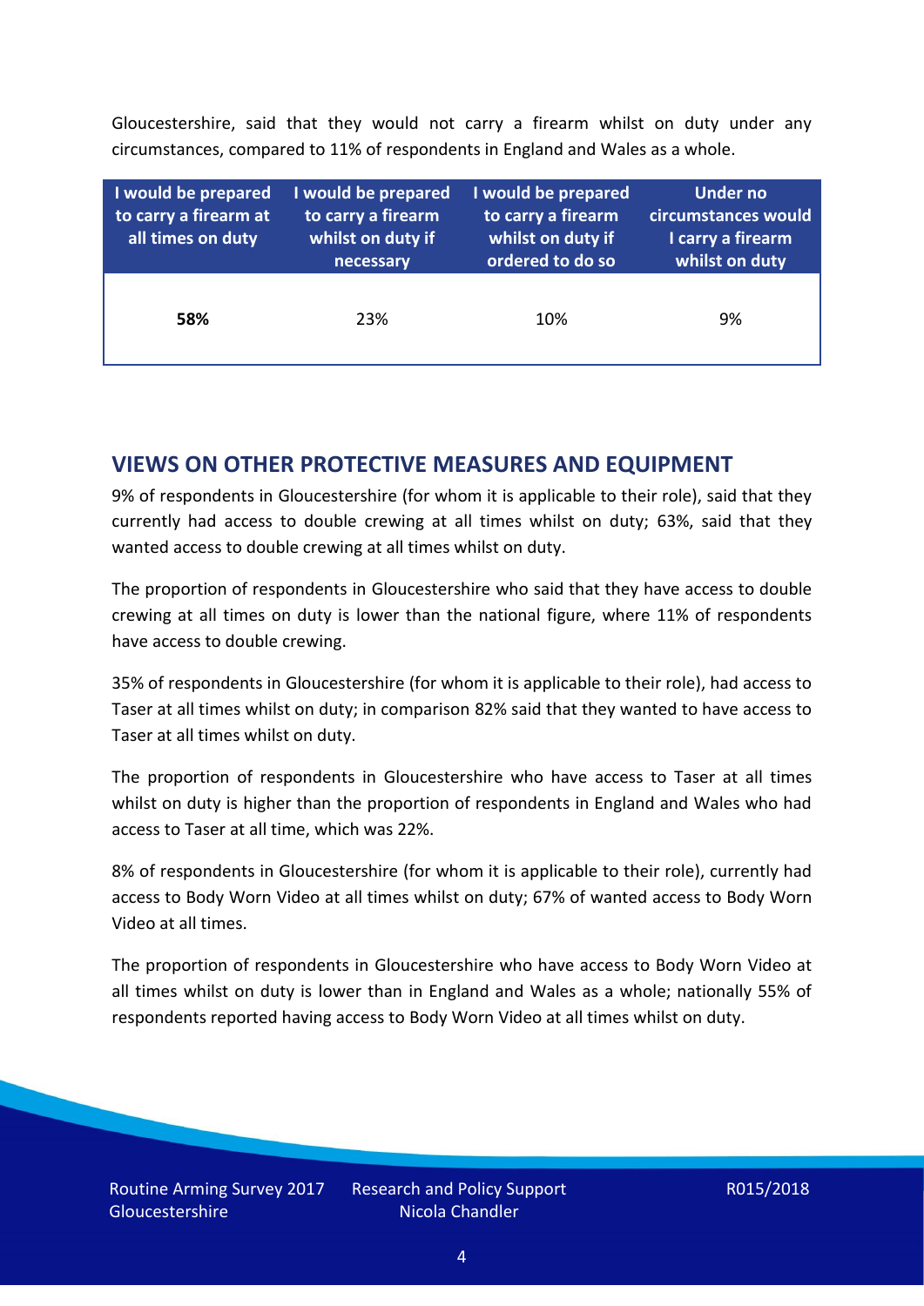Gloucestershire, said that they would not carry a firearm whilst on duty under any circumstances, compared to 11% of respondents in England and Wales as a whole.

| I would be prepared to carry a firearm at all times on duty | I would be prepared to carry a firearm whilst on duty if necessary | I would be prepared to carry a firearm whilst on duty if ordered to do so | Under no circumstances would I carry a firearm whilst on duty |
|---|---|---|---|
| **58%** | 23% | 10% | 9% |

## VIEWS ON OTHER PROTECTIVE MEASURES AND EQUIPMENT

9% of respondents in Gloucestershire (for whom it is applicable to their role), said that they currently had access to double crewing at all times whilst on duty; 63%, said that they wanted access to double crewing at all times whilst on duty.

The proportion of respondents in Gloucestershire who said that they have access to double crewing at all times on duty is lower than the national figure, where 11% of respondents have access to double crewing.

35% of respondents in Gloucestershire (for whom it is applicable to their role), had access to Taser at all times whilst on duty; in comparison 82% said that they wanted to have access to Taser at all times whilst on duty.

The proportion of respondents in Gloucestershire who have access to Taser at all times whilst on duty is higher than the proportion of respondents in England and Wales who had access to Taser at all time, which was 22%.

8% of respondents in Gloucestershire (for whom it is applicable to their role), currently had access to Body Worn Video at all times whilst on duty; 67% of wanted access to Body Worn Video at all times.

The proportion of respondents in Gloucestershire who have access to Body Worn Video at all times whilst on duty is lower than in England and Wales as a whole; nationally 55% of respondents reported having access to Body Worn Video at all times whilst on duty.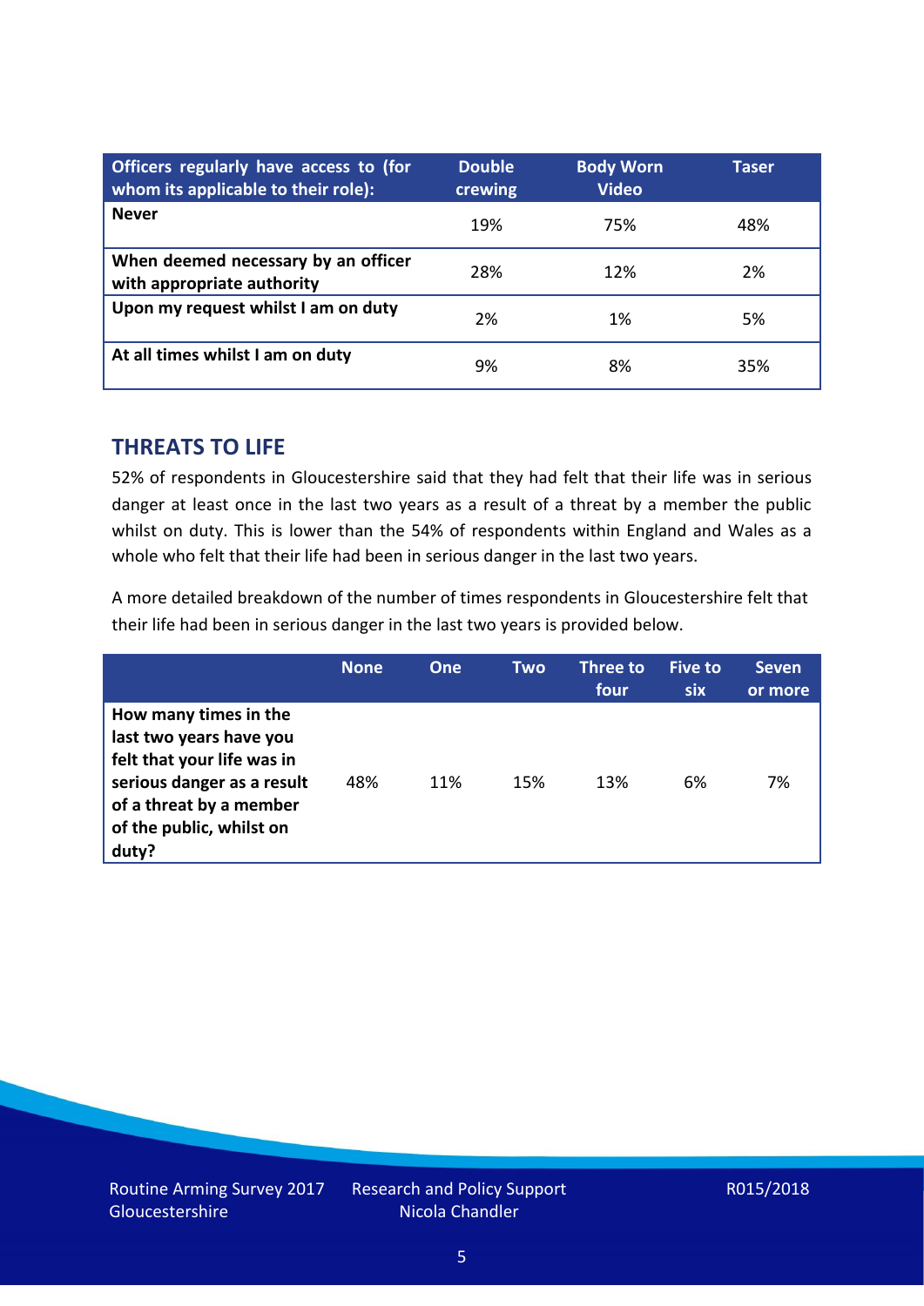| Officers regularly have access to (for whom its applicable to their role): | Double crewing | Body Worn Video | Taser |
|---|---|---|---|
| **Never** | 19% | 75% | 48% |
| **When deemed necessary by an officer with appropriate authority** | 28% | 12% | 2% |
| **Upon my request whilst I am on duty** | 2% | 1% | 5% |
| **At all times whilst I am on duty** | 9% | 8% | 35% |

## THREATS TO LIFE

52% of respondents in Gloucestershire said that they had felt that their life was in serious danger at least once in the last two years as a result of a threat by a member the public whilst on duty. This is lower than the 54% of respondents within England and Wales as a whole who felt that their life had been in serious danger in the last two years.

A more detailed breakdown of the number of times respondents in Gloucestershire felt that their life had been in serious danger in the last two years is provided below.

| | None | One | Two | Three to four | Five to six | Seven or more |
|---|---|---|---|---|---|---|
| **How many times in the last two years have you felt that your life was in serious danger as a result of a threat by a member of the public, whilst on duty?** | 48% | 11% | 15% | 13% | 6% | 7% |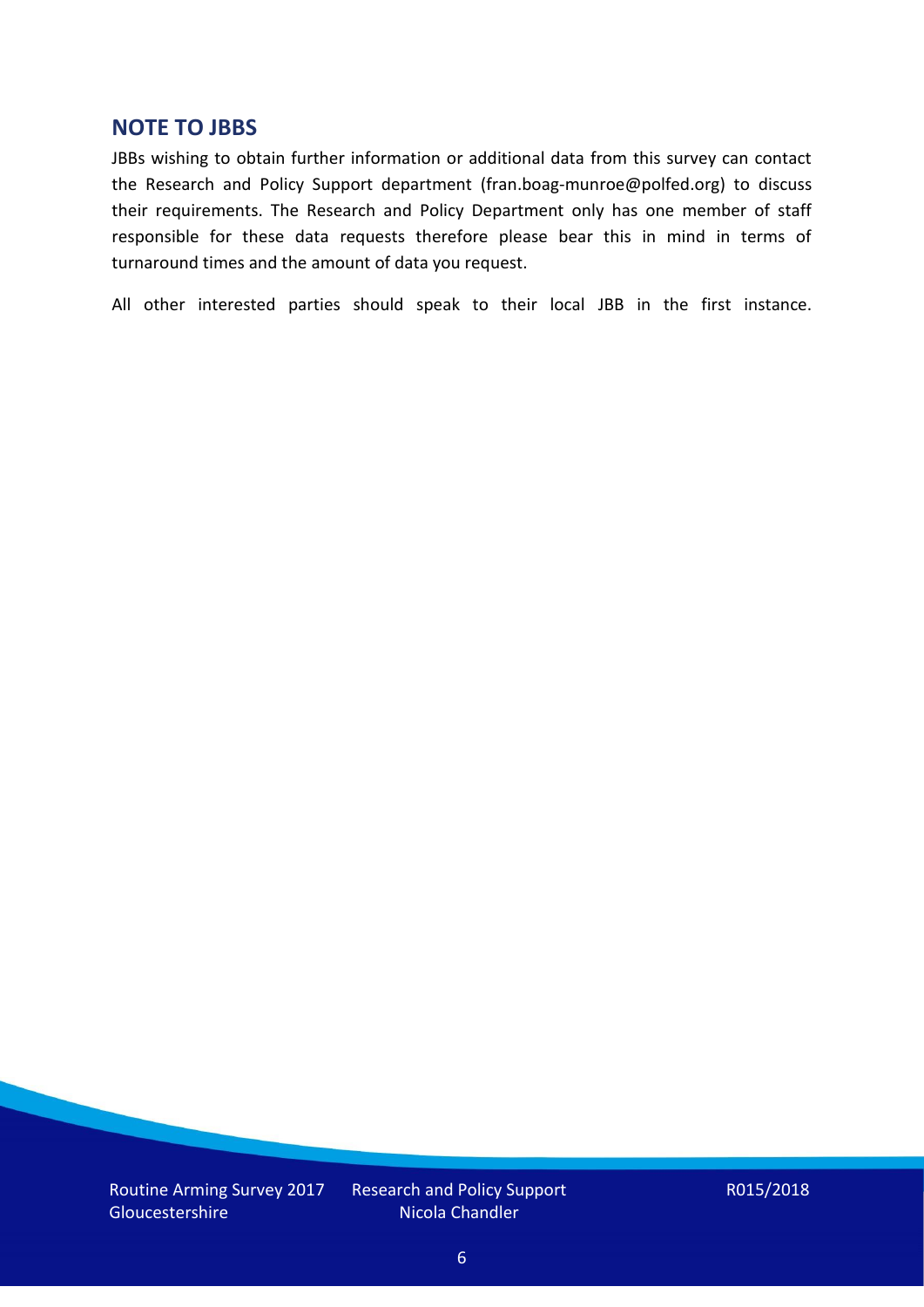## NOTE TO JBBS

JBBs wishing to obtain further information or additional data from this survey can contact the Research and Policy Support department (fran.boag-munroe@polfed.org) to discuss their requirements. The Research and Policy Department only has one member of staff responsible for these data requests therefore please bear this in mind in terms of turnaround times and the amount of data you request.

All other interested parties should speak to their local JBB in the first instance.